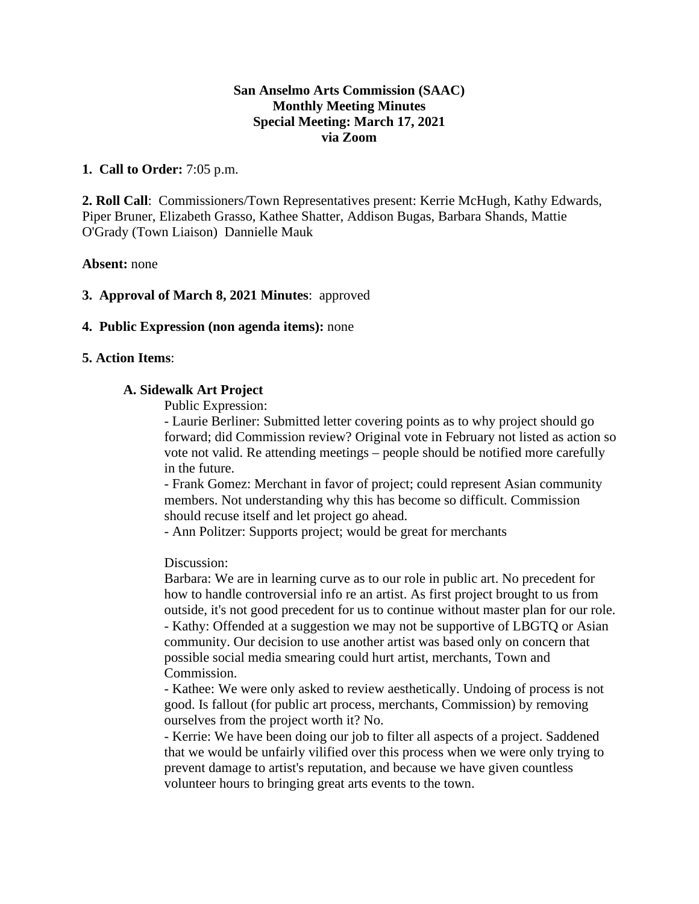**San Anselmo Arts Commission (SAAC)**
**Monthly Meeting Minutes**
**Special Meeting: March 17, 2021**
**via Zoom**

**1. Call to Order:** 7:05 p.m.

**2. Roll Call**: Commissioners/Town Representatives present: Kerrie McHugh, Kathy Edwards, Piper Bruner, Elizabeth Grasso, Kathee Shatter, Addison Bugas, Barbara Shands, Mattie O'Grady (Town Liaison) Dannielle Mauk

**Absent:** none

**3. Approval of March 8, 2021 Minutes**: approved

**4. Public Expression (non agenda items):** none

**5. Action Items**:

**A. Sidewalk Art Project**

Public Expression:

- Laurie Berliner: Submitted letter covering points as to why project should go forward; did Commission review? Original vote in February not listed as action so vote not valid. Re attending meetings – people should be notified more carefully in the future.
- Frank Gomez: Merchant in favor of project; could represent Asian community members. Not understanding why this has become so difficult. Commission should recuse itself and let project go ahead.
- Ann Politzer: Supports project; would be great for merchants

Discussion:

Barbara: We are in learning curve as to our role in public art. No precedent for how to handle controversial info re an artist. As first project brought to us from outside, it's not good precedent for us to continue without master plan for our role.
- Kathy: Offended at a suggestion we may not be supportive of LBGTQ or Asian community. Our decision to use another artist was based only on concern that possible social media smearing could hurt artist, merchants, Town and Commission.
- Kathee: We were only asked to review aesthetically. Undoing of process is not good. Is fallout (for public art process, merchants, Commission) by removing ourselves from the project worth it? No.
- Kerrie: We have been doing our job to filter all aspects of a project. Saddened that we would be unfairly vilified over this process when we were only trying to prevent damage to artist's reputation, and because we have given countless volunteer hours to bringing great arts events to the town.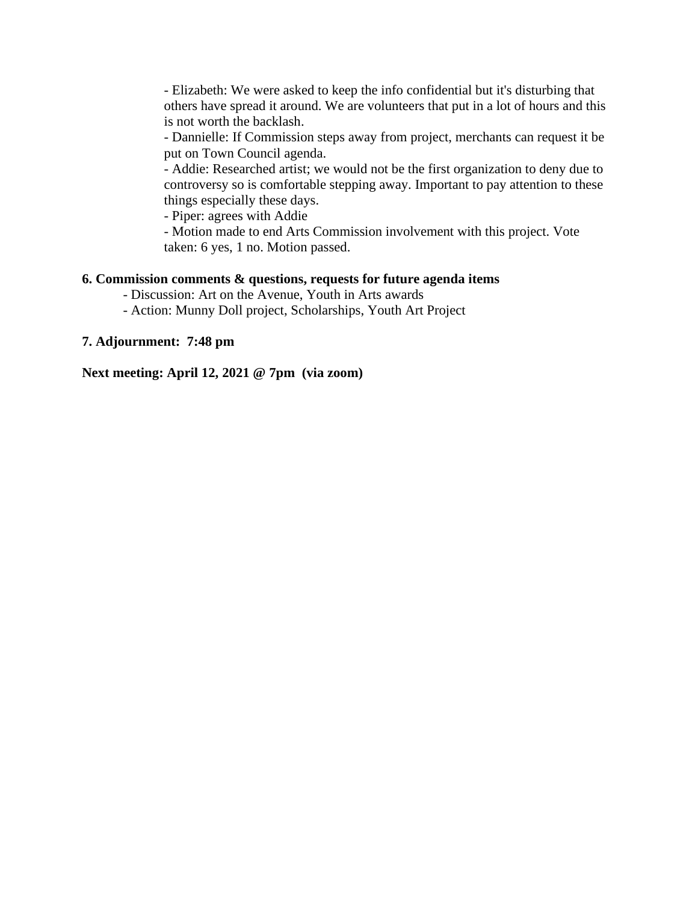- Elizabeth: We were asked to keep the info confidential but it's disturbing that others have spread it around. We are volunteers that put in a lot of hours and this is not worth the backlash.
- Dannielle: If Commission steps away from project, merchants can request it be put on Town Council agenda.
- Addie: Researched artist; we would not be the first organization to deny due to controversy so is comfortable stepping away. Important to pay attention to these things especially these days.
- Piper: agrees with Addie
- Motion made to end Arts Commission involvement with this project. Vote taken: 6 yes, 1 no. Motion passed.

**6. Commission comments & questions, requests for future agenda items**

- Discussion: Art on the Avenue, Youth in Arts awards
- Action: Munny Doll project, Scholarships, Youth Art Project

**7. Adjournment: 7:48 pm**

**Next meeting: April 12, 2021 @ 7pm (via zoom)**